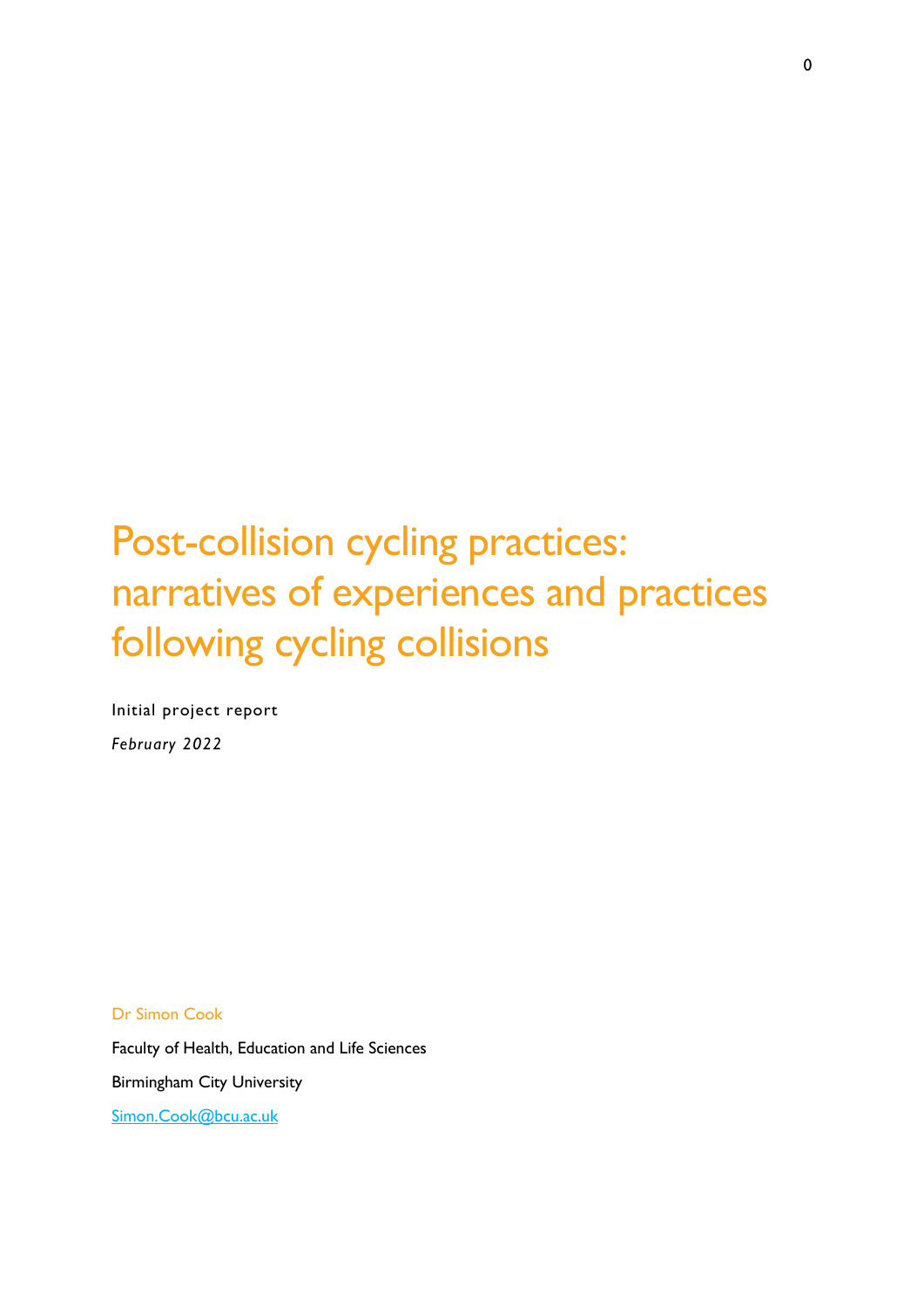# Post-collision cycling practices: narratives of experiences and practices following cycling collisions

Initial project report

*February 2022*

Dr Simon Cook

Faculty of Health, Education and Life Sciences

Birmingham City University

Simon.Cook@bcu.ac.uk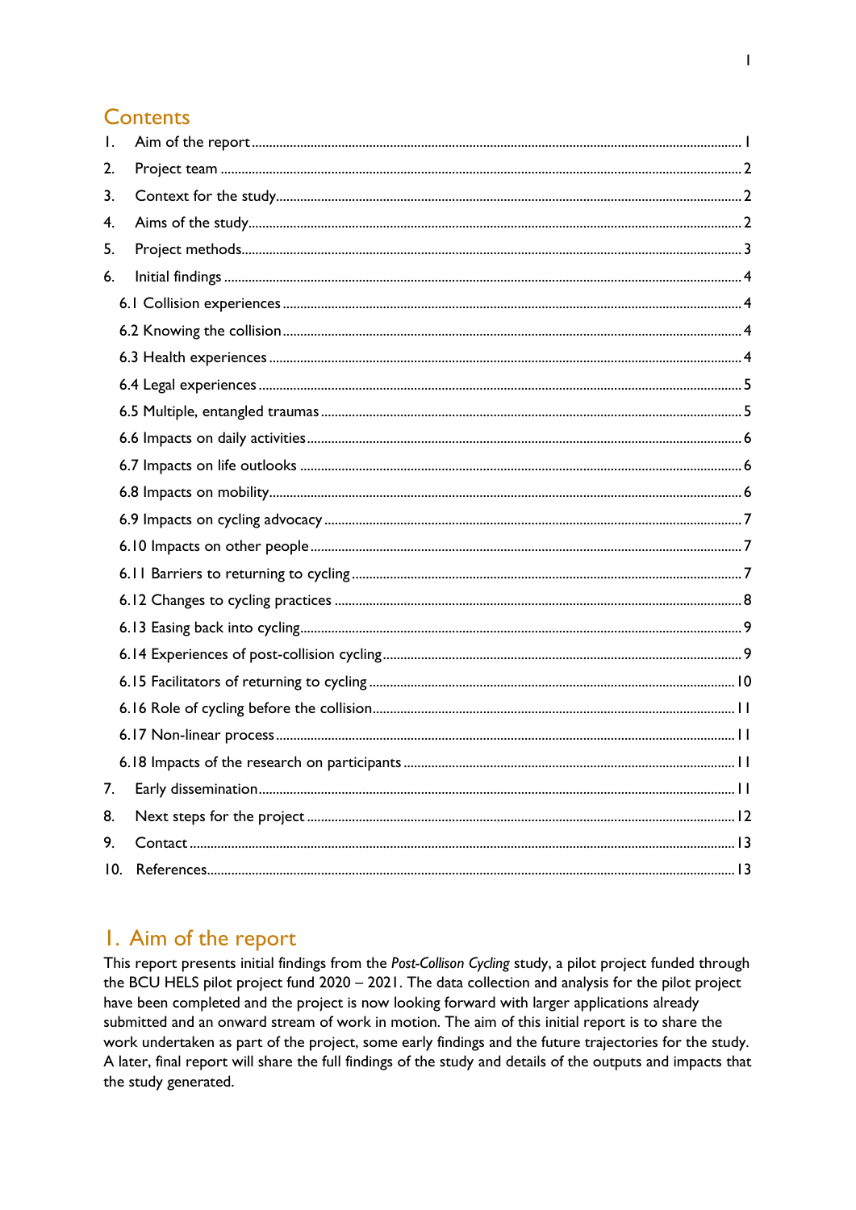## Contents

1. Aim of the report ........ 1
2. Project team ........ 2
3. Context for the study ........ 2
4. Aims of the study ........ 2
5. Project methods ........ 3
6. Initial findings ........ 4
   - 6.1 Collision experiences ........ 4
   - 6.2 Knowing the collision ........ 4
   - 6.3 Health experiences ........ 4
   - 6.4 Legal experiences ........ 5
   - 6.5 Multiple, entangled traumas ........ 5
   - 6.6 Impacts on daily activities ........ 6
   - 6.7 Impacts on life outlooks ........ 6
   - 6.8 Impacts on mobility ........ 6
   - 6.9 Impacts on cycling advocacy ........ 7
   - 6.10 Impacts on other people ........ 7
   - 6.11 Barriers to returning to cycling ........ 7
   - 6.12 Changes to cycling practices ........ 8
   - 6.13 Easing back into cycling ........ 9
   - 6.14 Experiences of post-collision cycling ........ 9
   - 6.15 Facilitators of returning to cycling ........ 10
   - 6.16 Role of cycling before the collision ........ 11
   - 6.17 Non-linear process ........ 11
   - 6.18 Impacts of the research on participants ........ 11
7. Early dissemination ........ 11
8. Next steps for the project ........ 12
9. Contact ........ 13
10. References ........ 13

## 1. Aim of the report

This report presents initial findings from the *Post-Collison Cycling* study, a pilot project funded through the BCU HELS pilot project fund 2020 – 2021. The data collection and analysis for the pilot project have been completed and the project is now looking forward with larger applications already submitted and an onward stream of work in motion. The aim of this initial report is to share the work undertaken as part of the project, some early findings and the future trajectories for the study. A later, final report will share the full findings of the study and details of the outputs and impacts that the study generated.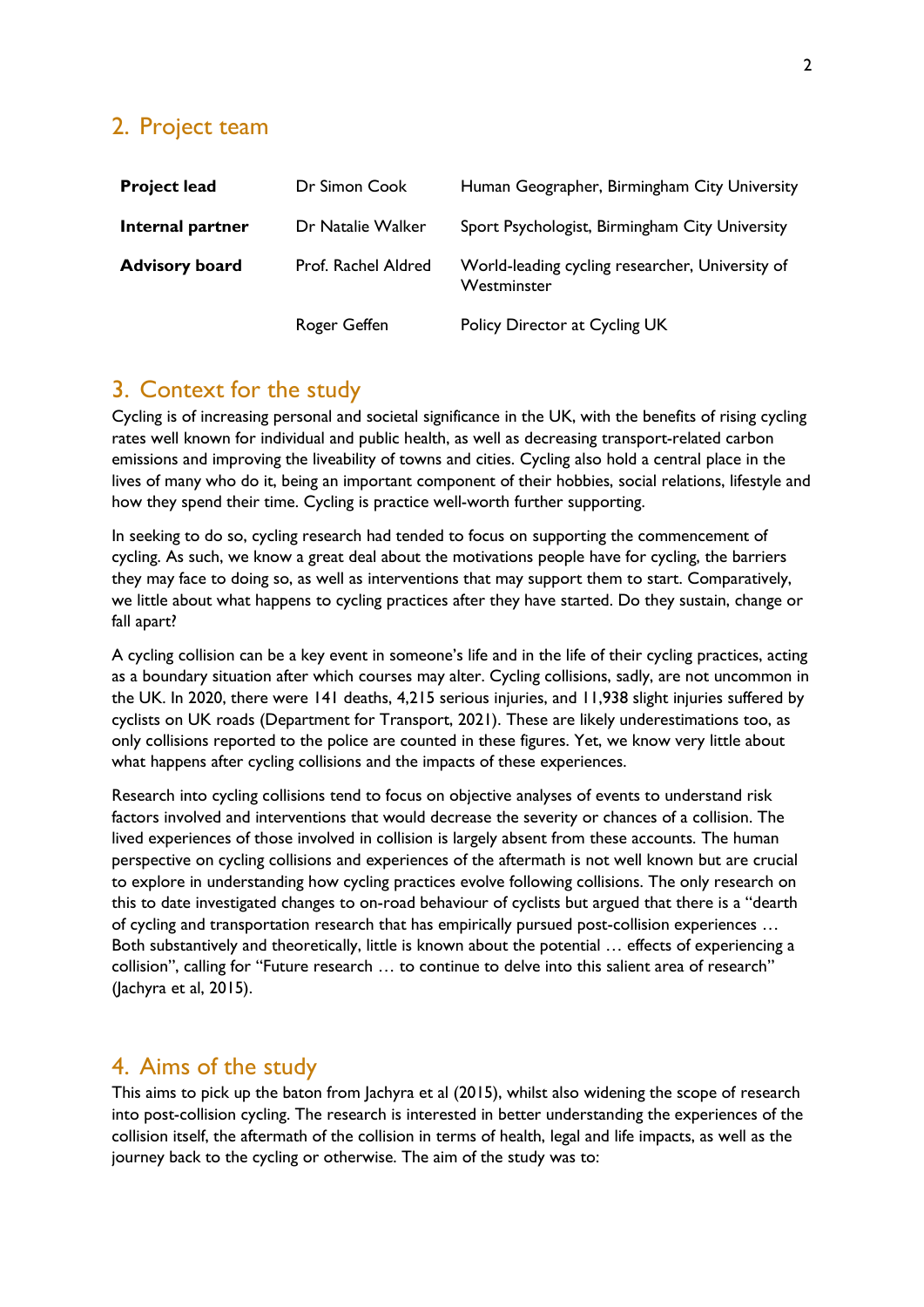## 2. Project team

| | | |
|---|---|---|
| **Project lead** | Dr Simon Cook | Human Geographer, Birmingham City University |
| **Internal partner** | Dr Natalie Walker | Sport Psychologist, Birmingham City University |
| **Advisory board** | Prof. Rachel Aldred | World-leading cycling researcher, University of Westminster |
| | Roger Geffen | Policy Director at Cycling UK |

## 3. Context for the study

Cycling is of increasing personal and societal significance in the UK, with the benefits of rising cycling rates well known for individual and public health, as well as decreasing transport-related carbon emissions and improving the liveability of towns and cities. Cycling also hold a central place in the lives of many who do it, being an important component of their hobbies, social relations, lifestyle and how they spend their time. Cycling is practice well-worth further supporting.

In seeking to do so, cycling research had tended to focus on supporting the commencement of cycling. As such, we know a great deal about the motivations people have for cycling, the barriers they may face to doing so, as well as interventions that may support them to start. Comparatively, we little about what happens to cycling practices after they have started. Do they sustain, change or fall apart?

A cycling collision can be a key event in someone's life and in the life of their cycling practices, acting as a boundary situation after which courses may alter. Cycling collisions, sadly, are not uncommon in the UK. In 2020, there were 141 deaths, 4,215 serious injuries, and 11,938 slight injuries suffered by cyclists on UK roads (Department for Transport, 2021). These are likely underestimations too, as only collisions reported to the police are counted in these figures. Yet, we know very little about what happens after cycling collisions and the impacts of these experiences.

Research into cycling collisions tend to focus on objective analyses of events to understand risk factors involved and interventions that would decrease the severity or chances of a collision. The lived experiences of those involved in collision is largely absent from these accounts. The human perspective on cycling collisions and experiences of the aftermath is not well known but are crucial to explore in understanding how cycling practices evolve following collisions. The only research on this to date investigated changes to on-road behaviour of cyclists but argued that there is a "dearth of cycling and transportation research that has empirically pursued post-collision experiences … Both substantively and theoretically, little is known about the potential … effects of experiencing a collision", calling for "Future research … to continue to delve into this salient area of research" (Jachyra et al, 2015).

## 4. Aims of the study

This aims to pick up the baton from Jachyra et al (2015), whilst also widening the scope of research into post-collision cycling. The research is interested in better understanding the experiences of the collision itself, the aftermath of the collision in terms of health, legal and life impacts, as well as the journey back to the cycling or otherwise. The aim of the study was to: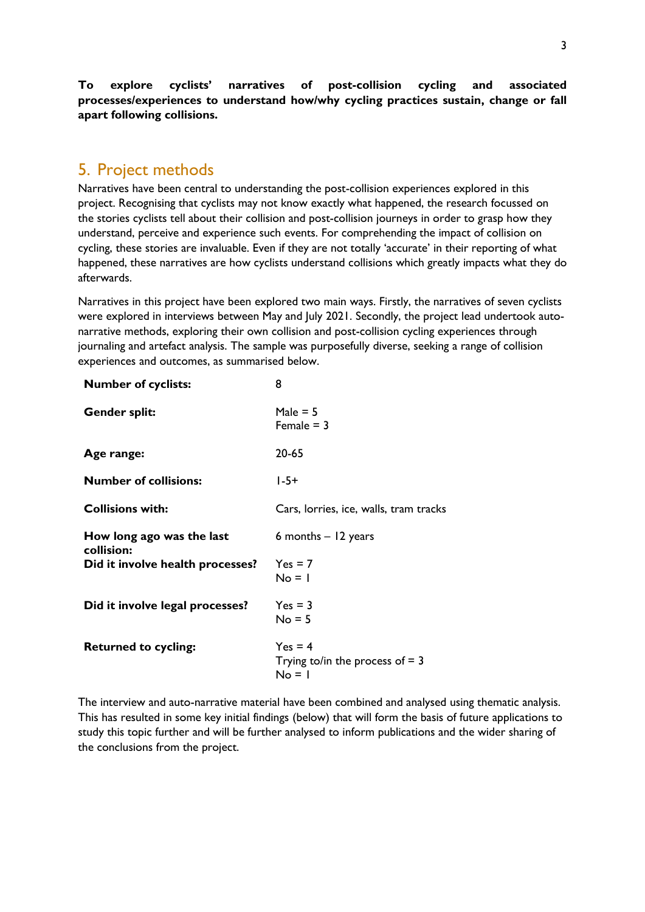**To explore cyclists' narratives of post-collision cycling and associated processes/experiences to understand how/why cycling practices sustain, change or fall apart following collisions.**

## 5. Project methods

Narratives have been central to understanding the post-collision experiences explored in this project. Recognising that cyclists may not know exactly what happened, the research focussed on the stories cyclists tell about their collision and post-collision journeys in order to grasp how they understand, perceive and experience such events. For comprehending the impact of collision on cycling, these stories are invaluable. Even if they are not totally 'accurate' in their reporting of what happened, these narratives are how cyclists understand collisions which greatly impacts what they do afterwards.

Narratives in this project have been explored two main ways. Firstly, the narratives of seven cyclists were explored in interviews between May and July 2021. Secondly, the project lead undertook auto-narrative methods, exploring their own collision and post-collision cycling experiences through journaling and artefact analysis. The sample was purposefully diverse, seeking a range of collision experiences and outcomes, as summarised below.

| | |
|---|---|
| **Number of cyclists:** | 8 |
| **Gender split:** | Male = 5<br>Female = 3 |
| **Age range:** | 20-65 |
| **Number of collisions:** | 1-5+ |
| **Collisions with:** | Cars, lorries, ice, walls, tram tracks |
| **How long ago was the last collision:** | 6 months – 12 years |
| **Did it involve health processes?** | Yes = 7<br>No = 1 |
| **Did it involve legal processes?** | Yes = 3<br>No = 5 |
| **Returned to cycling:** | Yes = 4<br>Trying to/in the process of = 3<br>No = 1 |

The interview and auto-narrative material have been combined and analysed using thematic analysis. This has resulted in some key initial findings (below) that will form the basis of future applications to study this topic further and will be further analysed to inform publications and the wider sharing of the conclusions from the project.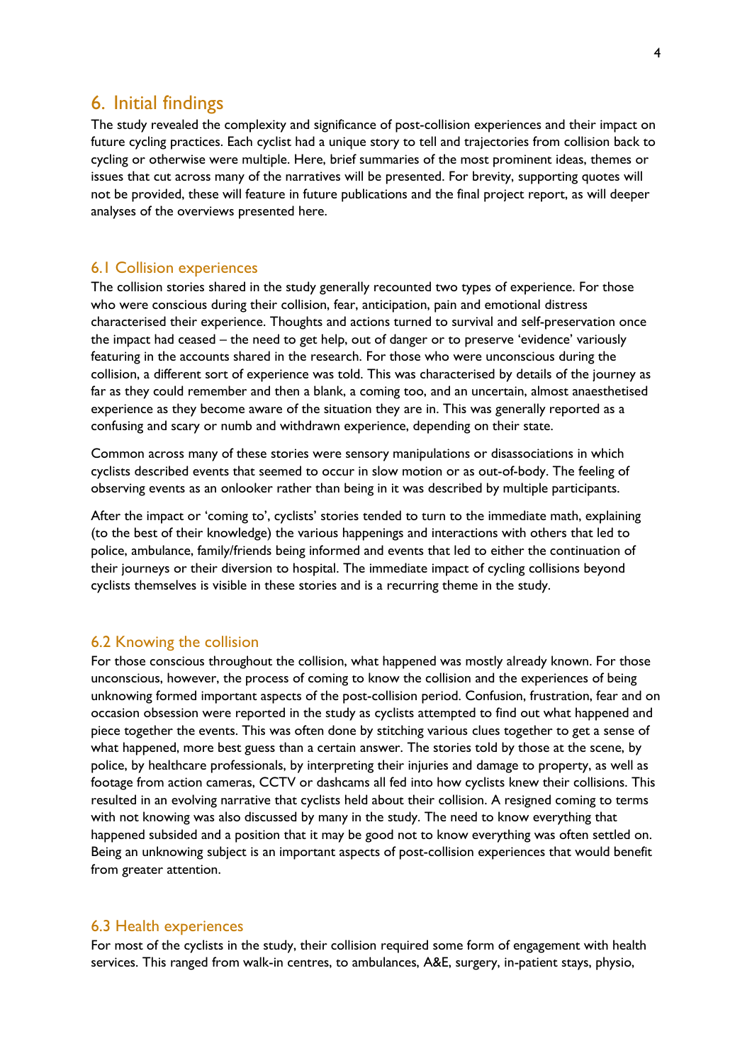## 6. Initial findings

The study revealed the complexity and significance of post-collision experiences and their impact on future cycling practices. Each cyclist had a unique story to tell and trajectories from collision back to cycling or otherwise were multiple. Here, brief summaries of the most prominent ideas, themes or issues that cut across many of the narratives will be presented. For brevity, supporting quotes will not be provided, these will feature in future publications and the final project report, as will deeper analyses of the overviews presented here.

### 6.1 Collision experiences

The collision stories shared in the study generally recounted two types of experience. For those who were conscious during their collision, fear, anticipation, pain and emotional distress characterised their experience. Thoughts and actions turned to survival and self-preservation once the impact had ceased – the need to get help, out of danger or to preserve 'evidence' variously featuring in the accounts shared in the research. For those who were unconscious during the collision, a different sort of experience was told. This was characterised by details of the journey as far as they could remember and then a blank, a coming too, and an uncertain, almost anaesthetised experience as they become aware of the situation they are in. This was generally reported as a confusing and scary or numb and withdrawn experience, depending on their state.

Common across many of these stories were sensory manipulations or disassociations in which cyclists described events that seemed to occur in slow motion or as out-of-body. The feeling of observing events as an onlooker rather than being in it was described by multiple participants.

After the impact or 'coming to', cyclists' stories tended to turn to the immediate math, explaining (to the best of their knowledge) the various happenings and interactions with others that led to police, ambulance, family/friends being informed and events that led to either the continuation of their journeys or their diversion to hospital. The immediate impact of cycling collisions beyond cyclists themselves is visible in these stories and is a recurring theme in the study.

### 6.2 Knowing the collision

For those conscious throughout the collision, what happened was mostly already known. For those unconscious, however, the process of coming to know the collision and the experiences of being unknowing formed important aspects of the post-collision period. Confusion, frustration, fear and on occasion obsession were reported in the study as cyclists attempted to find out what happened and piece together the events. This was often done by stitching various clues together to get a sense of what happened, more best guess than a certain answer. The stories told by those at the scene, by police, by healthcare professionals, by interpreting their injuries and damage to property, as well as footage from action cameras, CCTV or dashcams all fed into how cyclists knew their collisions. This resulted in an evolving narrative that cyclists held about their collision. A resigned coming to terms with not knowing was also discussed by many in the study. The need to know everything that happened subsided and a position that it may be good not to know everything was often settled on. Being an unknowing subject is an important aspects of post-collision experiences that would benefit from greater attention.

### 6.3 Health experiences

For most of the cyclists in the study, their collision required some form of engagement with health services. This ranged from walk-in centres, to ambulances, A&E, surgery, in-patient stays, physio,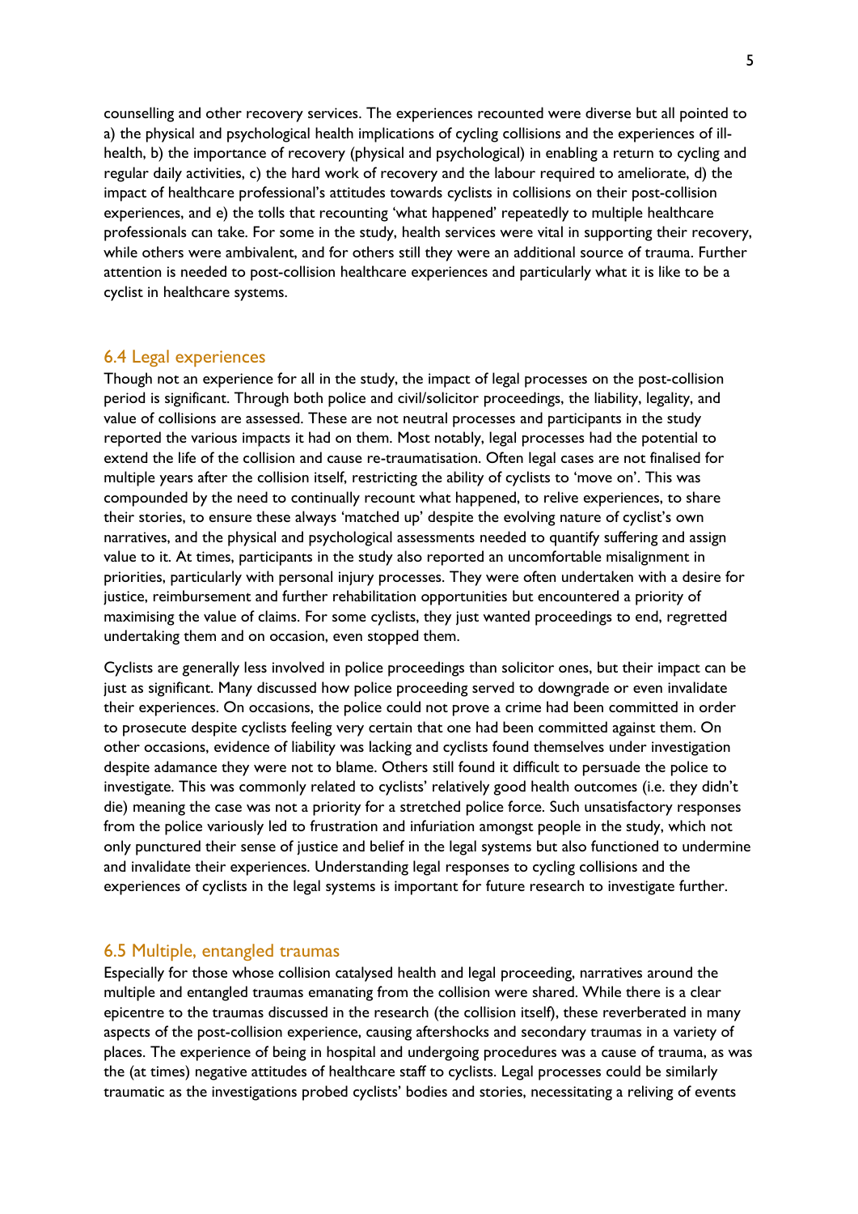counselling and other recovery services. The experiences recounted were diverse but all pointed to a) the physical and psychological health implications of cycling collisions and the experiences of ill-health, b) the importance of recovery (physical and psychological) in enabling a return to cycling and regular daily activities, c) the hard work of recovery and the labour required to ameliorate, d) the impact of healthcare professional's attitudes towards cyclists in collisions on their post-collision experiences, and e) the tolls that recounting 'what happened' repeatedly to multiple healthcare professionals can take. For some in the study, health services were vital in supporting their recovery, while others were ambivalent, and for others still they were an additional source of trauma. Further attention is needed to post-collision healthcare experiences and particularly what it is like to be a cyclist in healthcare systems.

## 6.4 Legal experiences

Though not an experience for all in the study, the impact of legal processes on the post-collision period is significant. Through both police and civil/solicitor proceedings, the liability, legality, and value of collisions are assessed. These are not neutral processes and participants in the study reported the various impacts it had on them. Most notably, legal processes had the potential to extend the life of the collision and cause re-traumatisation. Often legal cases are not finalised for multiple years after the collision itself, restricting the ability of cyclists to 'move on'. This was compounded by the need to continually recount what happened, to relive experiences, to share their stories, to ensure these always 'matched up' despite the evolving nature of cyclist's own narratives, and the physical and psychological assessments needed to quantify suffering and assign value to it. At times, participants in the study also reported an uncomfortable misalignment in priorities, particularly with personal injury processes. They were often undertaken with a desire for justice, reimbursement and further rehabilitation opportunities but encountered a priority of maximising the value of claims. For some cyclists, they just wanted proceedings to end, regretted undertaking them and on occasion, even stopped them.

Cyclists are generally less involved in police proceedings than solicitor ones, but their impact can be just as significant. Many discussed how police proceeding served to downgrade or even invalidate their experiences. On occasions, the police could not prove a crime had been committed in order to prosecute despite cyclists feeling very certain that one had been committed against them. On other occasions, evidence of liability was lacking and cyclists found themselves under investigation despite adamance they were not to blame. Others still found it difficult to persuade the police to investigate. This was commonly related to cyclists' relatively good health outcomes (i.e. they didn't die) meaning the case was not a priority for a stretched police force. Such unsatisfactory responses from the police variously led to frustration and infuriation amongst people in the study, which not only punctured their sense of justice and belief in the legal systems but also functioned to undermine and invalidate their experiences. Understanding legal responses to cycling collisions and the experiences of cyclists in the legal systems is important for future research to investigate further.

## 6.5 Multiple, entangled traumas

Especially for those whose collision catalysed health and legal proceeding, narratives around the multiple and entangled traumas emanating from the collision were shared. While there is a clear epicentre to the traumas discussed in the research (the collision itself), these reverberated in many aspects of the post-collision experience, causing aftershocks and secondary traumas in a variety of places. The experience of being in hospital and undergoing procedures was a cause of trauma, as was the (at times) negative attitudes of healthcare staff to cyclists. Legal processes could be similarly traumatic as the investigations probed cyclists' bodies and stories, necessitating a reliving of events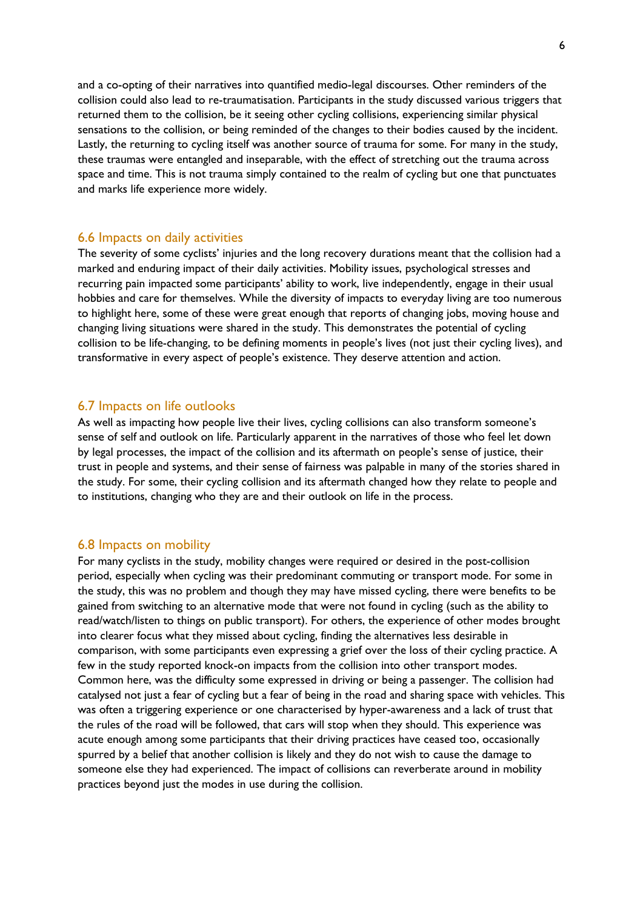and a co-opting of their narratives into quantified medio-legal discourses. Other reminders of the collision could also lead to re-traumatisation. Participants in the study discussed various triggers that returned them to the collision, be it seeing other cycling collisions, experiencing similar physical sensations to the collision, or being reminded of the changes to their bodies caused by the incident. Lastly, the returning to cycling itself was another source of trauma for some. For many in the study, these traumas were entangled and inseparable, with the effect of stretching out the trauma across space and time. This is not trauma simply contained to the realm of cycling but one that punctuates and marks life experience more widely.

## 6.6 Impacts on daily activities

The severity of some cyclists' injuries and the long recovery durations meant that the collision had a marked and enduring impact of their daily activities. Mobility issues, psychological stresses and recurring pain impacted some participants' ability to work, live independently, engage in their usual hobbies and care for themselves. While the diversity of impacts to everyday living are too numerous to highlight here, some of these were great enough that reports of changing jobs, moving house and changing living situations were shared in the study. This demonstrates the potential of cycling collision to be life-changing, to be defining moments in people's lives (not just their cycling lives), and transformative in every aspect of people's existence. They deserve attention and action.

## 6.7 Impacts on life outlooks

As well as impacting how people live their lives, cycling collisions can also transform someone's sense of self and outlook on life. Particularly apparent in the narratives of those who feel let down by legal processes, the impact of the collision and its aftermath on people's sense of justice, their trust in people and systems, and their sense of fairness was palpable in many of the stories shared in the study. For some, their cycling collision and its aftermath changed how they relate to people and to institutions, changing who they are and their outlook on life in the process.

## 6.8 Impacts on mobility

For many cyclists in the study, mobility changes were required or desired in the post-collision period, especially when cycling was their predominant commuting or transport mode. For some in the study, this was no problem and though they may have missed cycling, there were benefits to be gained from switching to an alternative mode that were not found in cycling (such as the ability to read/watch/listen to things on public transport). For others, the experience of other modes brought into clearer focus what they missed about cycling, finding the alternatives less desirable in comparison, with some participants even expressing a grief over the loss of their cycling practice. A few in the study reported knock-on impacts from the collision into other transport modes. Common here, was the difficulty some expressed in driving or being a passenger. The collision had catalysed not just a fear of cycling but a fear of being in the road and sharing space with vehicles. This was often a triggering experience or one characterised by hyper-awareness and a lack of trust that the rules of the road will be followed, that cars will stop when they should. This experience was acute enough among some participants that their driving practices have ceased too, occasionally spurred by a belief that another collision is likely and they do not wish to cause the damage to someone else they had experienced. The impact of collisions can reverberate around in mobility practices beyond just the modes in use during the collision.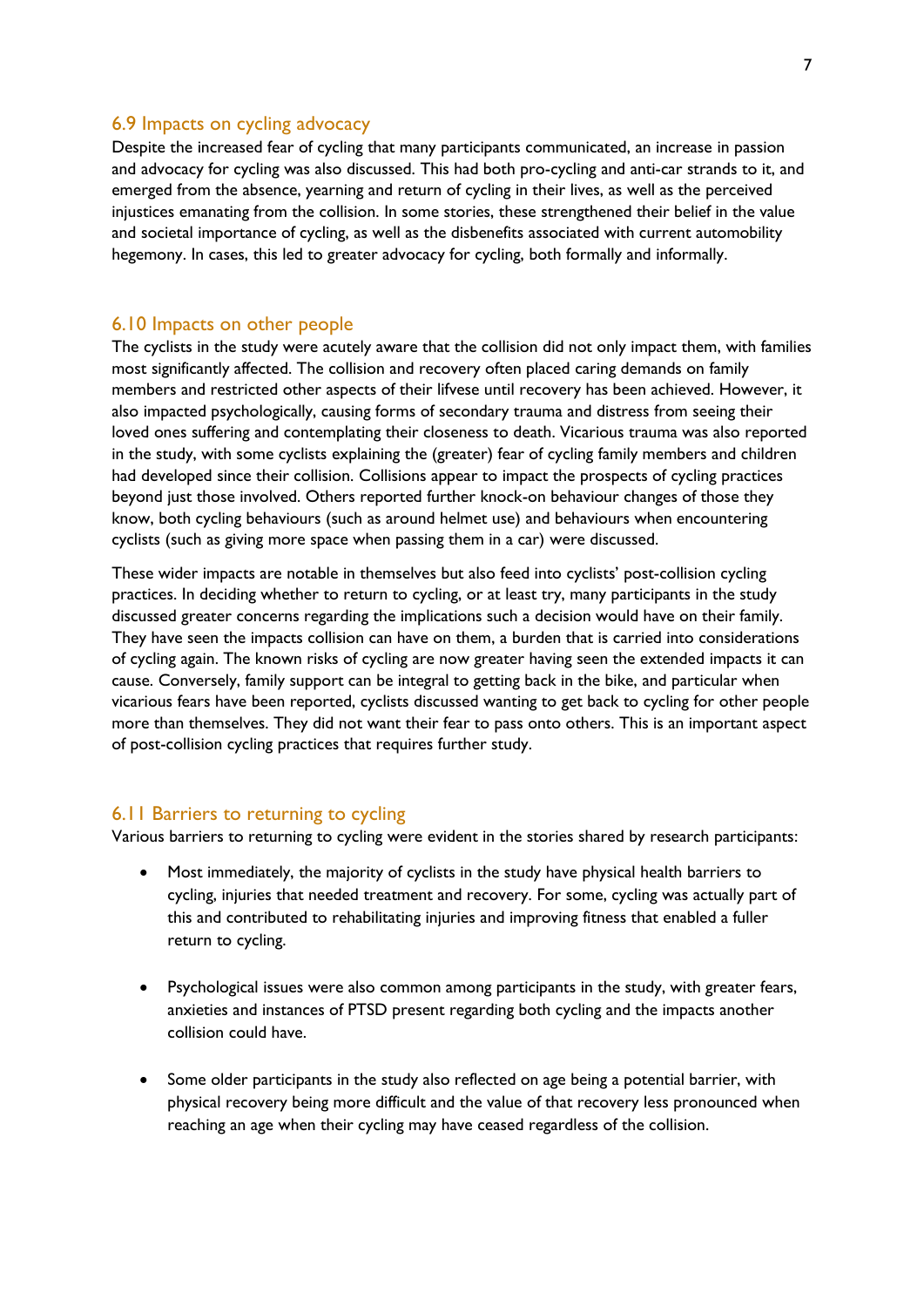## 6.9 Impacts on cycling advocacy

Despite the increased fear of cycling that many participants communicated, an increase in passion and advocacy for cycling was also discussed. This had both pro-cycling and anti-car strands to it, and emerged from the absence, yearning and return of cycling in their lives, as well as the perceived injustices emanating from the collision. In some stories, these strengthened their belief in the value and societal importance of cycling, as well as the disbenefits associated with current automobility hegemony. In cases, this led to greater advocacy for cycling, both formally and informally.

## 6.10 Impacts on other people

The cyclists in the study were acutely aware that the collision did not only impact them, with families most significantly affected. The collision and recovery often placed caring demands on family members and restricted other aspects of their lifvese until recovery has been achieved. However, it also impacted psychologically, causing forms of secondary trauma and distress from seeing their loved ones suffering and contemplating their closeness to death. Vicarious trauma was also reported in the study, with some cyclists explaining the (greater) fear of cycling family members and children had developed since their collision. Collisions appear to impact the prospects of cycling practices beyond just those involved. Others reported further knock-on behaviour changes of those they know, both cycling behaviours (such as around helmet use) and behaviours when encountering cyclists (such as giving more space when passing them in a car) were discussed.

These wider impacts are notable in themselves but also feed into cyclists' post-collision cycling practices. In deciding whether to return to cycling, or at least try, many participants in the study discussed greater concerns regarding the implications such a decision would have on their family. They have seen the impacts collision can have on them, a burden that is carried into considerations of cycling again. The known risks of cycling are now greater having seen the extended impacts it can cause. Conversely, family support can be integral to getting back in the bike, and particular when vicarious fears have been reported, cyclists discussed wanting to get back to cycling for other people more than themselves. They did not want their fear to pass onto others. This is an important aspect of post-collision cycling practices that requires further study.

## 6.11 Barriers to returning to cycling

Various barriers to returning to cycling were evident in the stories shared by research participants:

- Most immediately, the majority of cyclists in the study have physical health barriers to cycling, injuries that needed treatment and recovery. For some, cycling was actually part of this and contributed to rehabilitating injuries and improving fitness that enabled a fuller return to cycling.

- Psychological issues were also common among participants in the study, with greater fears, anxieties and instances of PTSD present regarding both cycling and the impacts another collision could have.

- Some older participants in the study also reflected on age being a potential barrier, with physical recovery being more difficult and the value of that recovery less pronounced when reaching an age when their cycling may have ceased regardless of the collision.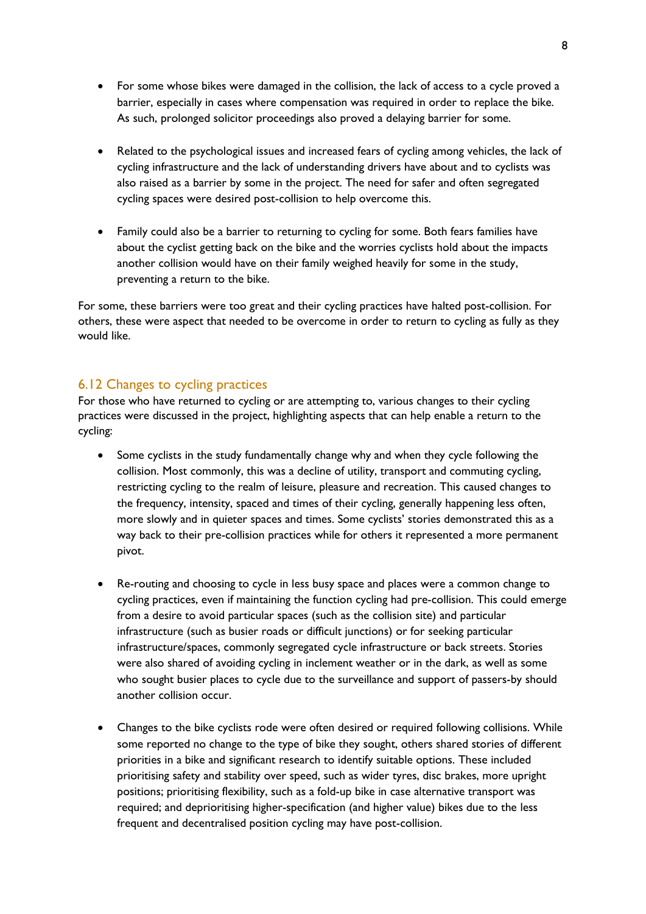- For some whose bikes were damaged in the collision, the lack of access to a cycle proved a barrier, especially in cases where compensation was required in order to replace the bike. As such, prolonged solicitor proceedings also proved a delaying barrier for some.

- Related to the psychological issues and increased fears of cycling among vehicles, the lack of cycling infrastructure and the lack of understanding drivers have about and to cyclists was also raised as a barrier by some in the project. The need for safer and often segregated cycling spaces were desired post-collision to help overcome this.

- Family could also be a barrier to returning to cycling for some. Both fears families have about the cyclist getting back on the bike and the worries cyclists hold about the impacts another collision would have on their family weighed heavily for some in the study, preventing a return to the bike.

For some, these barriers were too great and their cycling practices have halted post-collision. For others, these were aspect that needed to be overcome in order to return to cycling as fully as they would like.

## 6.12 Changes to cycling practices

For those who have returned to cycling or are attempting to, various changes to their cycling practices were discussed in the project, highlighting aspects that can help enable a return to the cycling:

- Some cyclists in the study fundamentally change why and when they cycle following the collision. Most commonly, this was a decline of utility, transport and commuting cycling, restricting cycling to the realm of leisure, pleasure and recreation. This caused changes to the frequency, intensity, spaced and times of their cycling, generally happening less often, more slowly and in quieter spaces and times. Some cyclists' stories demonstrated this as a way back to their pre-collision practices while for others it represented a more permanent pivot.

- Re-routing and choosing to cycle in less busy space and places were a common change to cycling practices, even if maintaining the function cycling had pre-collision. This could emerge from a desire to avoid particular spaces (such as the collision site) and particular infrastructure (such as busier roads or difficult junctions) or for seeking particular infrastructure/spaces, commonly segregated cycle infrastructure or back streets. Stories were also shared of avoiding cycling in inclement weather or in the dark, as well as some who sought busier places to cycle due to the surveillance and support of passers-by should another collision occur.

- Changes to the bike cyclists rode were often desired or required following collisions. While some reported no change to the type of bike they sought, others shared stories of different priorities in a bike and significant research to identify suitable options. These included prioritising safety and stability over speed, such as wider tyres, disc brakes, more upright positions; prioritising flexibility, such as a fold-up bike in case alternative transport was required; and deprioritising higher-specification (and higher value) bikes due to the less frequent and decentralised position cycling may have post-collision.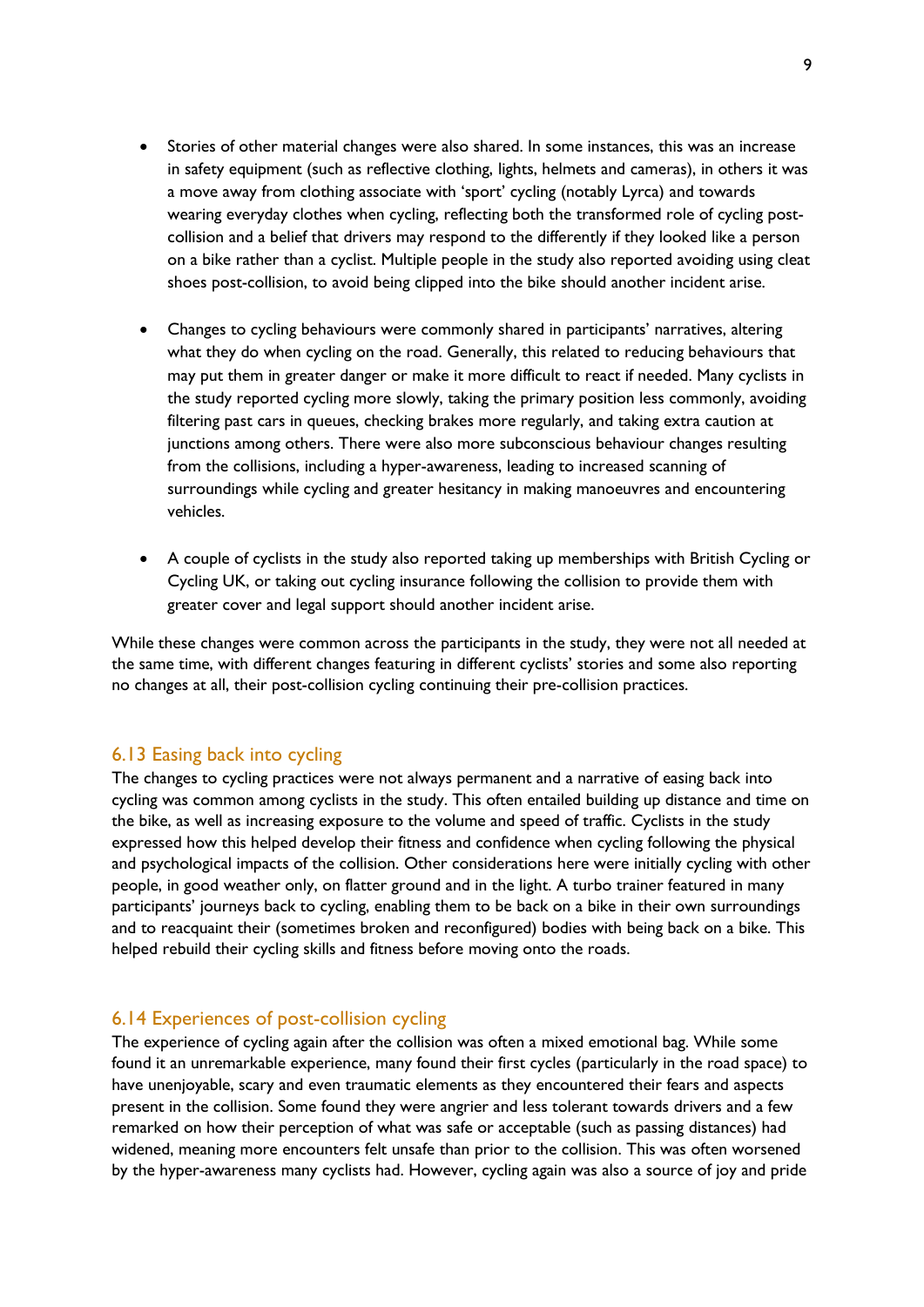- Stories of other material changes were also shared. In some instances, this was an increase in safety equipment (such as reflective clothing, lights, helmets and cameras), in others it was a move away from clothing associate with 'sport' cycling (notably Lyrca) and towards wearing everyday clothes when cycling, reflecting both the transformed role of cycling post-collision and a belief that drivers may respond to the differently if they looked like a person on a bike rather than a cyclist. Multiple people in the study also reported avoiding using cleat shoes post-collision, to avoid being clipped into the bike should another incident arise.

- Changes to cycling behaviours were commonly shared in participants' narratives, altering what they do when cycling on the road. Generally, this related to reducing behaviours that may put them in greater danger or make it more difficult to react if needed. Many cyclists in the study reported cycling more slowly, taking the primary position less commonly, avoiding filtering past cars in queues, checking brakes more regularly, and taking extra caution at junctions among others. There were also more subconscious behaviour changes resulting from the collisions, including a hyper-awareness, leading to increased scanning of surroundings while cycling and greater hesitancy in making manoeuvres and encountering vehicles.

- A couple of cyclists in the study also reported taking up memberships with British Cycling or Cycling UK, or taking out cycling insurance following the collision to provide them with greater cover and legal support should another incident arise.

While these changes were common across the participants in the study, they were not all needed at the same time, with different changes featuring in different cyclists' stories and some also reporting no changes at all, their post-collision cycling continuing their pre-collision practices.

## 6.13 Easing back into cycling

The changes to cycling practices were not always permanent and a narrative of easing back into cycling was common among cyclists in the study. This often entailed building up distance and time on the bike, as well as increasing exposure to the volume and speed of traffic. Cyclists in the study expressed how this helped develop their fitness and confidence when cycling following the physical and psychological impacts of the collision. Other considerations here were initially cycling with other people, in good weather only, on flatter ground and in the light. A turbo trainer featured in many participants' journeys back to cycling, enabling them to be back on a bike in their own surroundings and to reacquaint their (sometimes broken and reconfigured) bodies with being back on a bike. This helped rebuild their cycling skills and fitness before moving onto the roads.

## 6.14 Experiences of post-collision cycling

The experience of cycling again after the collision was often a mixed emotional bag. While some found it an unremarkable experience, many found their first cycles (particularly in the road space) to have unenjoyable, scary and even traumatic elements as they encountered their fears and aspects present in the collision. Some found they were angrier and less tolerant towards drivers and a few remarked on how their perception of what was safe or acceptable (such as passing distances) had widened, meaning more encounters felt unsafe than prior to the collision. This was often worsened by the hyper-awareness many cyclists had. However, cycling again was also a source of joy and pride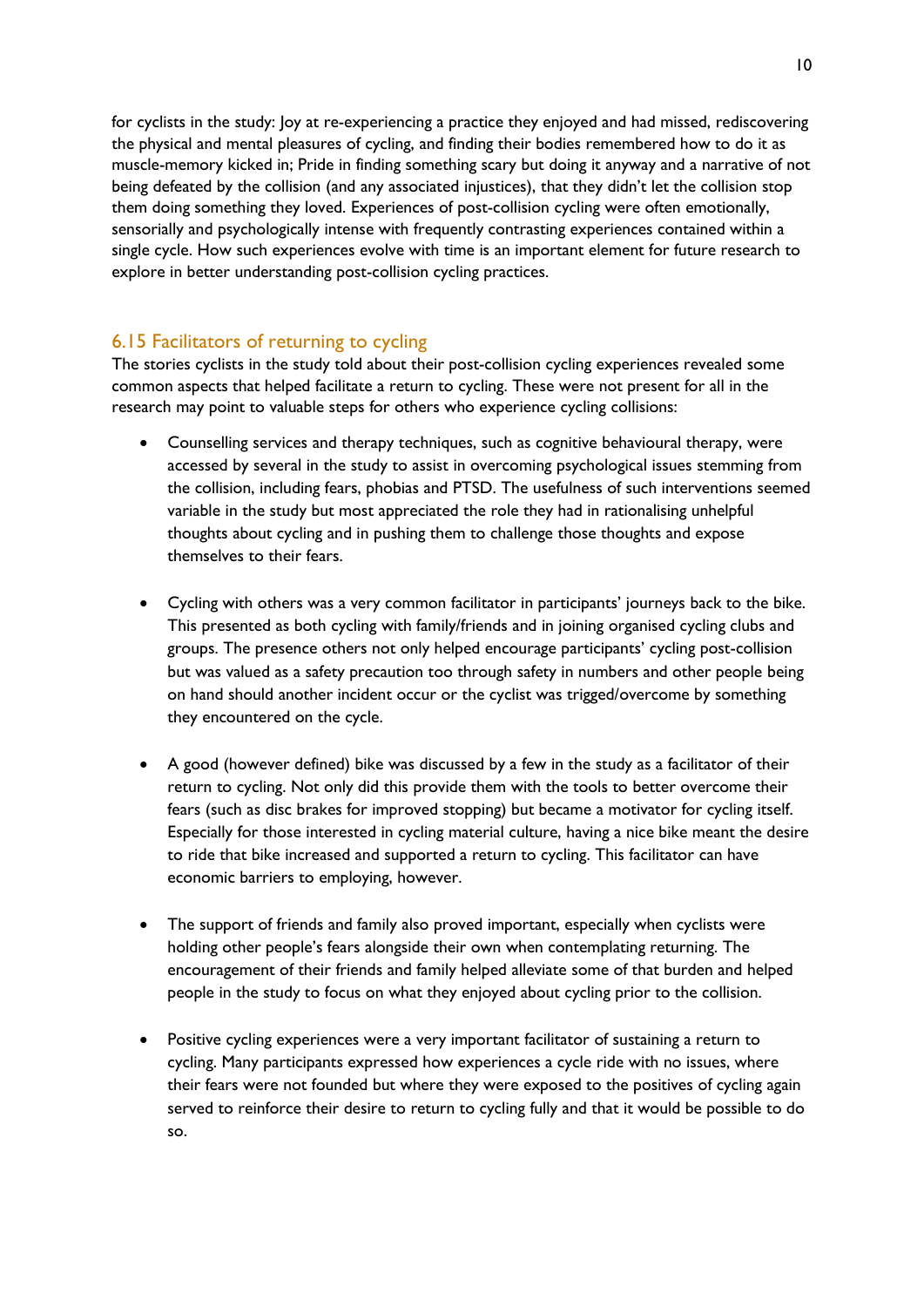for cyclists in the study: Joy at re-experiencing a practice they enjoyed and had missed, rediscovering the physical and mental pleasures of cycling, and finding their bodies remembered how to do it as muscle-memory kicked in; Pride in finding something scary but doing it anyway and a narrative of not being defeated by the collision (and any associated injustices), that they didn't let the collision stop them doing something they loved. Experiences of post-collision cycling were often emotionally, sensorially and psychologically intense with frequently contrasting experiences contained within a single cycle. How such experiences evolve with time is an important element for future research to explore in better understanding post-collision cycling practices.

## 6.15 Facilitators of returning to cycling

The stories cyclists in the study told about their post-collision cycling experiences revealed some common aspects that helped facilitate a return to cycling. These were not present for all in the research may point to valuable steps for others who experience cycling collisions:

- Counselling services and therapy techniques, such as cognitive behavioural therapy, were accessed by several in the study to assist in overcoming psychological issues stemming from the collision, including fears, phobias and PTSD. The usefulness of such interventions seemed variable in the study but most appreciated the role they had in rationalising unhelpful thoughts about cycling and in pushing them to challenge those thoughts and expose themselves to their fears.

- Cycling with others was a very common facilitator in participants' journeys back to the bike. This presented as both cycling with family/friends and in joining organised cycling clubs and groups. The presence others not only helped encourage participants' cycling post-collision but was valued as a safety precaution too through safety in numbers and other people being on hand should another incident occur or the cyclist was triged/overcome by something they encountered on the cycle.

- A good (however defined) bike was discussed by a few in the study as a facilitator of their return to cycling. Not only did this provide them with the tools to better overcome their fears (such as disc brakes for improved stopping) but became a motivator for cycling itself. Especially for those interested in cycling material culture, having a nice bike meant the desire to ride that bike increased and supported a return to cycling. This facilitator can have economic barriers to employing, however.

- The support of friends and family also proved important, especially when cyclists were holding other people's fears alongside their own when contemplating returning. The encouragement of their friends and family helped alleviate some of that burden and helped people in the study to focus on what they enjoyed about cycling prior to the collision.

- Positive cycling experiences were a very important facilitator of sustaining a return to cycling. Many participants expressed how experiences a cycle ride with no issues, where their fears were not founded but where they were exposed to the positives of cycling again served to reinforce their desire to return to cycling fully and that it would be possible to do so.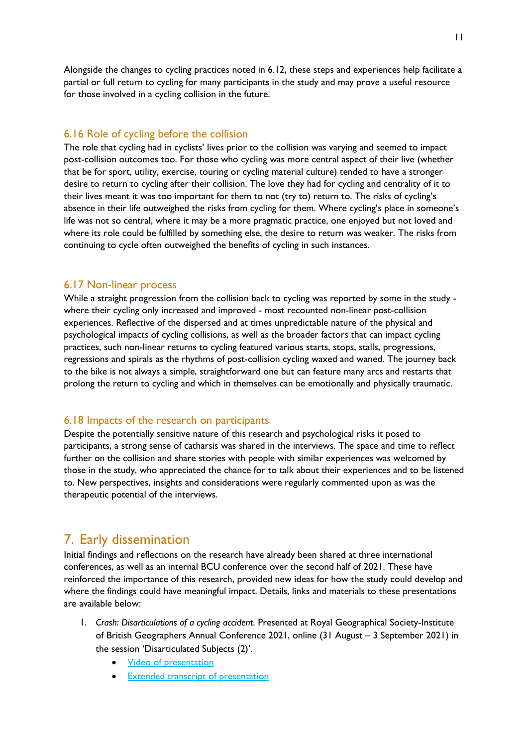Alongside the changes to cycling practices noted in 6.12, these steps and experiences help facilitate a partial or full return to cycling for many participants in the study and may prove a useful resource for those involved in a cycling collision in the future.

### 6.16 Role of cycling before the collision

The role that cycling had in cyclists' lives prior to the collision was varying and seemed to impact post-collision outcomes too. For those who cycling was more central aspect of their live (whether that be for sport, utility, exercise, touring or cycling material culture) tended to have a stronger desire to return to cycling after their collision. The love they had for cycling and centrality of it to their lives meant it was too important for them to not (try to) return to. The risks of cycling's absence in their life outweighed the risks from cycling for them. Where cycling's place in someone's life was not so central, where it may be a more pragmatic practice, one enjoyed but not loved and where its role could be fulfilled by something else, the desire to return was weaker. The risks from continuing to cycle often outweighed the benefits of cycling in such instances.

### 6.17 Non-linear process

While a straight progression from the collision back to cycling was reported by some in the study - where their cycling only increased and improved - most recounted non-linear post-collision experiences. Reflective of the dispersed and at times unpredictable nature of the physical and psychological impacts of cycling collisions, as well as the broader factors that can impact cycling practices, such non-linear returns to cycling featured various starts, stops, stalls, progressions, regressions and spirals as the rhythms of post-collision cycling waxed and waned. The journey back to the bike is not always a simple, straightforward one but can feature many arcs and restarts that prolong the return to cycling and which in themselves can be emotionally and physically traumatic.

### 6.18 Impacts of the research on participants

Despite the potentially sensitive nature of this research and psychological risks it posed to participants, a strong sense of catharsis was shared in the interviews. The space and time to reflect further on the collision and share stories with people with similar experiences was welcomed by those in the study, who appreciated the chance for to talk about their experiences and to be listened to. New perspectives, insights and considerations were regularly commented upon as was the therapeutic potential of the interviews.

## 7. Early dissemination

Initial findings and reflections on the research have already been shared at three international conferences, as well as an internal BCU conference over the second half of 2021. These have reinforced the importance of this research, provided new ideas for how the study could develop and where the findings could have meaningful impact. Details, links and materials to these presentations are available below:

1. *Crash: Disarticulations of a cycling accident*. Presented at Royal Geographical Society-Institute of British Geographers Annual Conference 2021, online (31 August – 3 September 2021) in the session 'Disarticulated Subjects (2)'.
    - Video of presentation
    - Extended transcript of presentation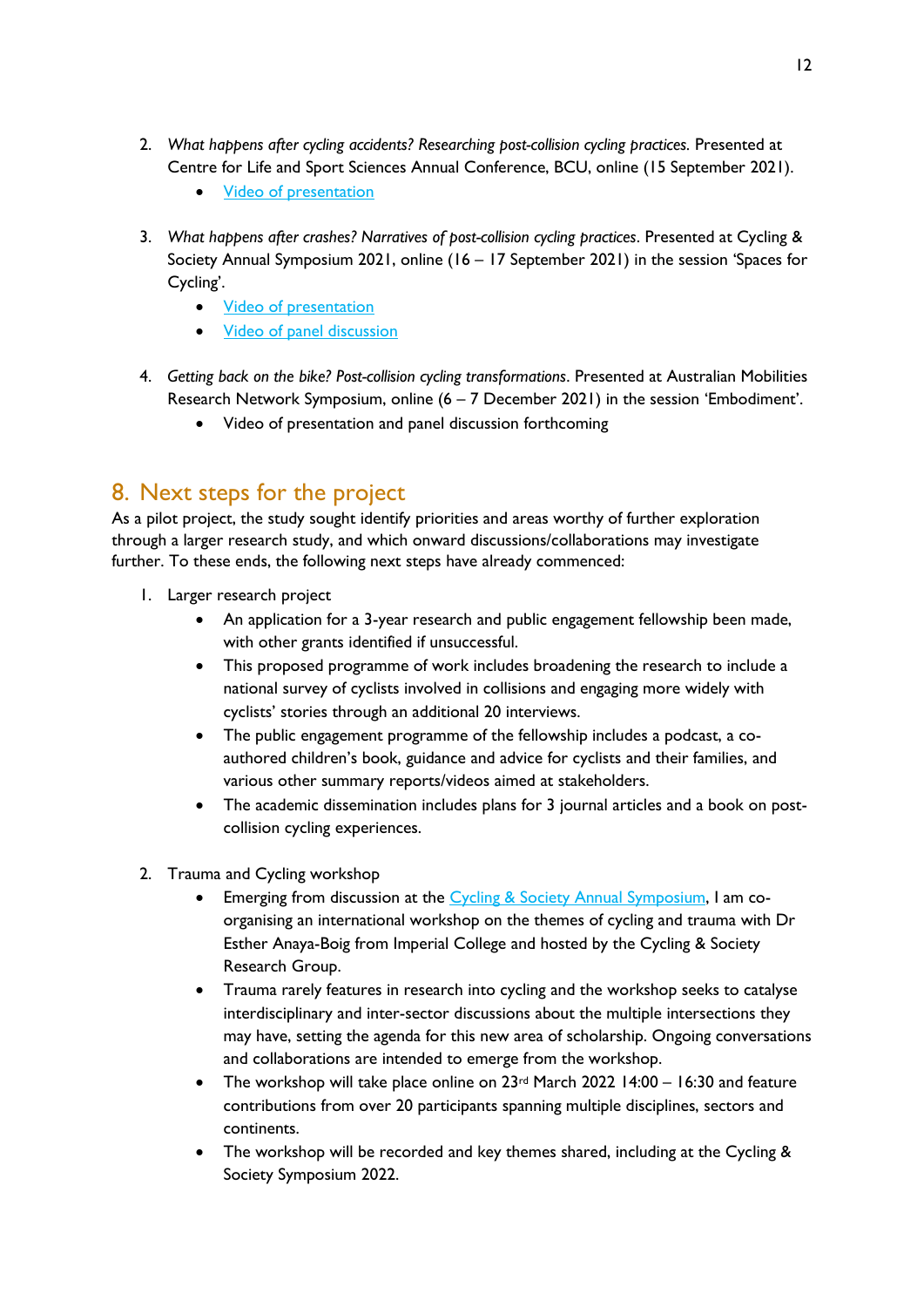2. *What happens after cycling accidents? Researching post-collision cycling practices.* Presented at Centre for Life and Sport Sciences Annual Conference, BCU, online (15 September 2021).
    - Video of presentation

3. *What happens after crashes? Narratives of post-collision cycling practices*. Presented at Cycling & Society Annual Symposium 2021, online (16 – 17 September 2021) in the session 'Spaces for Cycling'.
    - Video of presentation
    - Video of panel discussion

4. *Getting back on the bike? Post-collision cycling transformations*. Presented at Australian Mobilities Research Network Symposium, online (6 – 7 December 2021) in the session 'Embodiment'.
    - Video of presentation and panel discussion forthcoming

## 8. Next steps for the project

As a pilot project, the study sought identify priorities and areas worthy of further exploration through a larger research study, and which onward discussions/collaborations may investigate further. To these ends, the following next steps have already commenced:

1. Larger research project
    - An application for a 3-year research and public engagement fellowship been made, with other grants identified if unsuccessful.
    - This proposed programme of work includes broadening the research to include a national survey of cyclists involved in collisions and engaging more widely with cyclists' stories through an additional 20 interviews.
    - The public engagement programme of the fellowship includes a podcast, a co-authored children's book, guidance and advice for cyclists and their families, and various other summary reports/videos aimed at stakeholders.
    - The academic dissemination includes plans for 3 journal articles and a book on post-collision cycling experiences.

2. Trauma and Cycling workshop
    - Emerging from discussion at the Cycling & Society Annual Symposium, I am co-organising an international workshop on the themes of cycling and trauma with Dr Esther Anaya-Boig from Imperial College and hosted by the Cycling & Society Research Group.
    - Trauma rarely features in research into cycling and the workshop seeks to catalyse interdisciplinary and inter-sector discussions about the multiple intersections they may have, setting the agenda for this new area of scholarship. Ongoing conversations and collaborations are intended to emerge from the workshop.
    - The workshop will take place online on 23rd March 2022 14:00 – 16:30 and feature contributions from over 20 participants spanning multiple disciplines, sectors and continents.
    - The workshop will be recorded and key themes shared, including at the Cycling & Society Symposium 2022.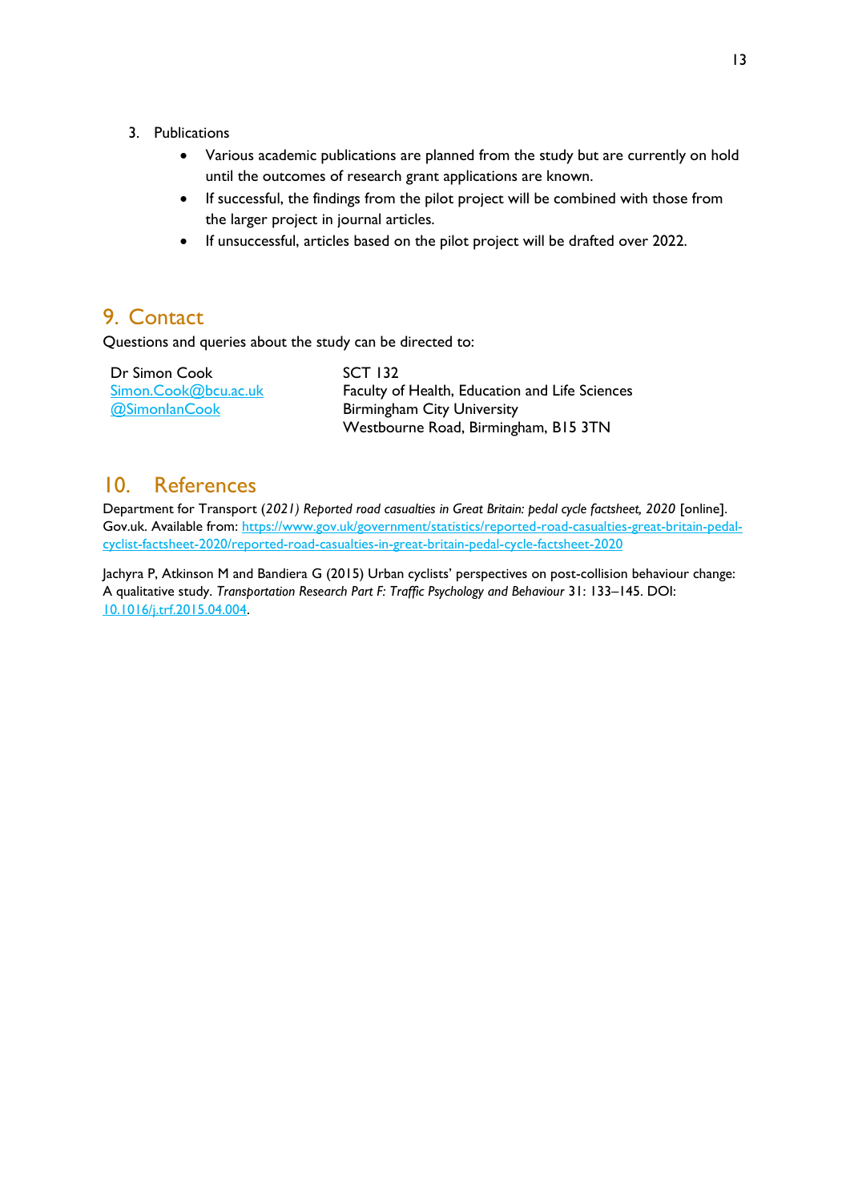3. Publications
    - Various academic publications are planned from the study but are currently on hold until the outcomes of research grant applications are known.
    - If successful, the findings from the pilot project will be combined with those from the larger project in journal articles.
    - If unsuccessful, articles based on the pilot project will be drafted over 2022.

## 9. Contact

Questions and queries about the study can be directed to:

Dr Simon Cook
Simon.Cook@bcu.ac.uk
@SimonIanCook

SCT 132
Faculty of Health, Education and Life Sciences
Birmingham City University
Westbourne Road, Birmingham, B15 3TN

## 10. References

Department for Transport (*2021) Reported road casualties in Great Britain: pedal cycle factsheet, 2020* [online]. Gov.uk. Available from: https://www.gov.uk/government/statistics/reported-road-casualties-great-britain-pedal-cyclist-factsheet-2020/reported-road-casualties-in-great-britain-pedal-cycle-factsheet-2020

Jachyra P, Atkinson M and Bandiera G (2015) Urban cyclists' perspectives on post-collision behaviour change: A qualitative study. *Transportation Research Part F: Traffic Psychology and Behaviour* 31: 133–145. DOI: 10.1016/j.trf.2015.04.004.